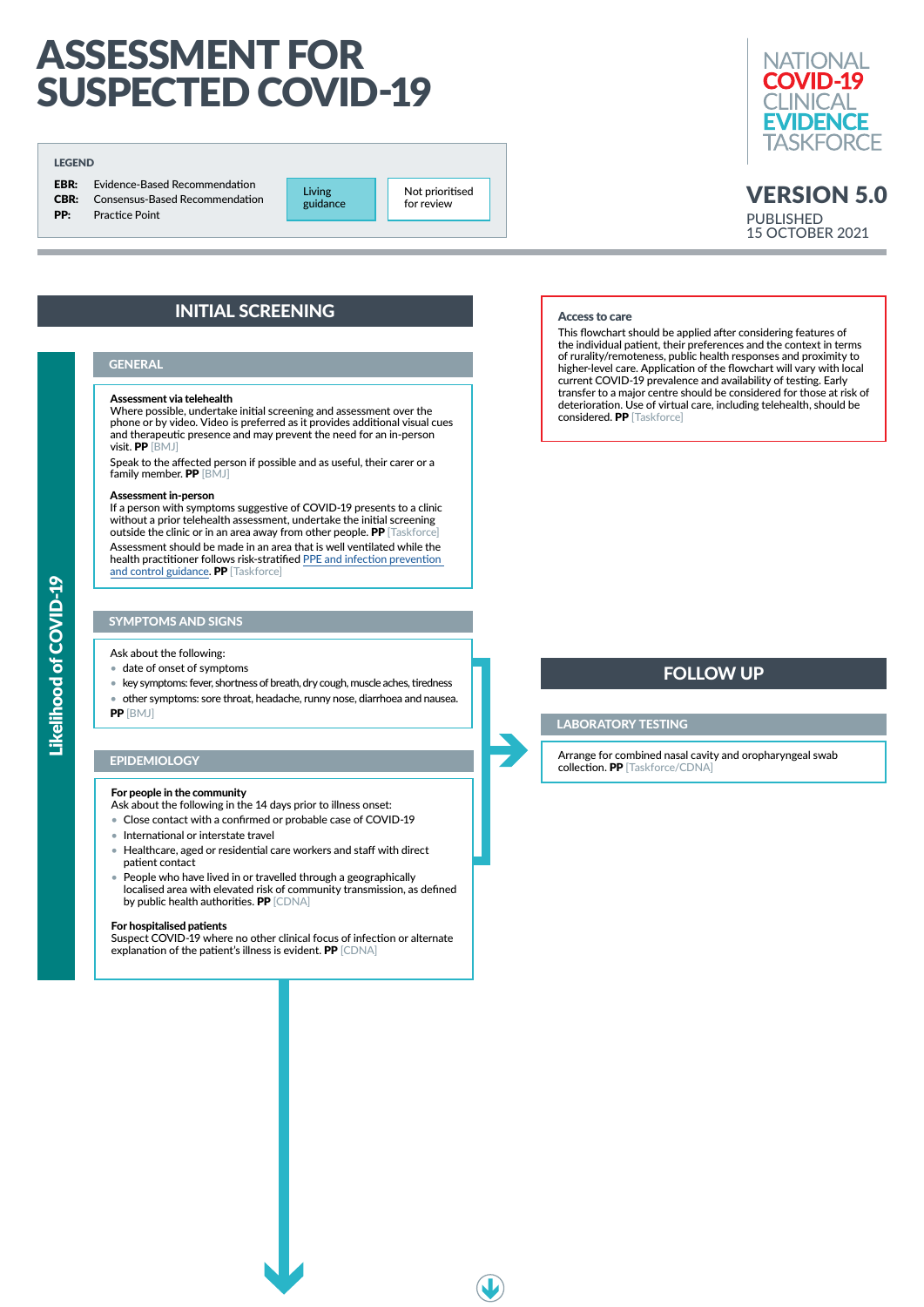# ASSESSMENT FOR SUSPECTED COVID-19

**LEGEND**

**EBR:** Evidence-Based Recommendation
**CBR:** Consensus-Based Recommendation
**PP:** Practice Point

Living guidance

Not prioritised for review

NATIONAL COVID-19 CLINICAL EVIDENCE TASKFORCE

**VERSION 5.0**

PUBLISHED
15 OCTOBER 2021

## INITIAL SCREENING

*Likelihood of COVID-19*

### GENERAL

**Assessment via telehealth**
Where possible, undertake initial screening and assessment over the phone or by video. Video is preferred as it provides additional visual cues and therapeutic presence and may prevent the need for an in-person visit. **PP** [BMJ]

Speak to the affected person if possible and as useful, their carer or a family member. **PP** [BMJ]

**Assessment in-person**
If a person with symptoms suggestive of COVID-19 presents to a clinic without a prior telehealth assessment, undertake the initial screening outside the clinic or in an area away from other people. **PP** [Taskforce]

Assessment should be made in an area that is well ventilated while the health practitioner follows risk-stratified PPE and infection prevention and control guidance. **PP** [Taskforce]

### SYMPTOMS AND SIGNS

Ask about the following:

- date of onset of symptoms
- key symptoms: fever, shortness of breath, dry cough, muscle aches, tiredness
- other symptoms: sore throat, headache, runny nose, diarrhoea and nausea.

**PP** [BMJ]

### EPIDEMIOLOGY

**For people in the community**
Ask about the following in the 14 days prior to illness onset:

- Close contact with a confirmed or probable case of COVID-19
- International or interstate travel
- Healthcare, aged or residential care workers and staff with direct patient contact
- People who have lived in or travelled through a geographically localised area with elevated risk of community transmission, as defined by public health authorities. **PP** [CDNA]

**For hospitalised patients**
Suspect COVID-19 where no other clinical focus of infection or alternate explanation of the patient's illness is evident. **PP** [CDNA]

**Access to care**
This flowchart should be applied after considering features of the individual patient, their preferences and the context in terms of rurality/remoteness, public health responses and proximity to higher-level care. Application of the flowchart will vary with local current COVID-19 prevalence and availability of testing. Early transfer to a major centre should be considered for those at risk of deterioration. Use of virtual care, including telehealth, should be considered. **PP** [Taskforce]

## FOLLOW UP

### LABORATORY TESTING

Arrange for combined nasal cavity and oropharyngeal swab collection. **PP** [Taskforce/CDNA]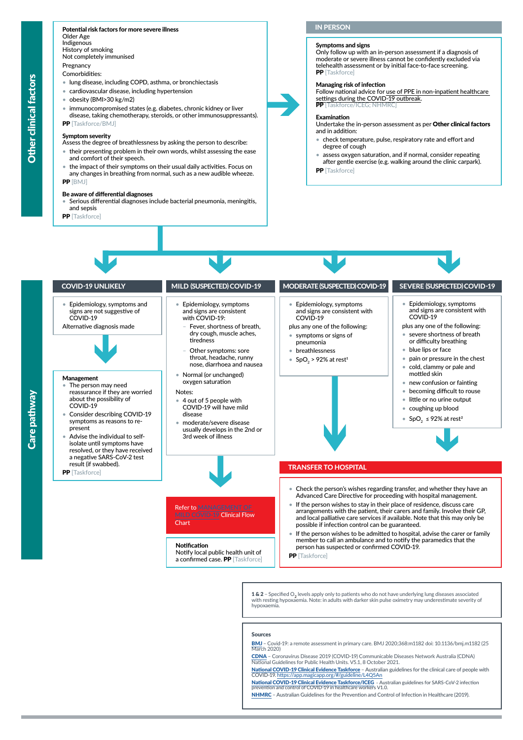## Other clinical factors

### Potential risk factors for more severe illness

Older Age
Indigenous
History of smoking
Not completely immunised
Pregnancy
Comorbidities:

- lung disease, including COPD, asthma, or bronchiectasis
- cardiovascular disease, including hypertension
- obesity (BMI>30 kg/m2)
- immunocompromised states (e.g. diabetes, chronic kidney or liver disease, taking chemotherapy, steroids, or other immunosuppressants).

**PP** [Taskforce/BMJ]

### Symptom severity

Assess the degree of breathlessness by asking the person to describe:

- their presenting problem in their own words, whilst assessing the ease and comfort of their speech.
- the impact of their symptoms on their usual daily activities. Focus on any changes in breathing from normal, such as a new audible wheeze.

**PP** [BMJ]

### Be aware of differential diagnoses

- Serious differential diagnoses include bacterial pneumonia, meningitis, and sepsis

**PP** [Taskforce]

## IN PERSON

### Symptoms and signs

Only follow up with an in-person assessment if a diagnosis of moderate or severe illness cannot be confidently excluded via telehealth assessment or by initial face-to-face screening.
**PP** [Taskforce]

### Managing risk of infection

Follow national advice for use of PPE in non-inpatient healthcare settings during the COVID-19 outbreak.
**PP** [Taskforce/ICEG; NHMRC]

### Examination

Undertake the in-person assessment as per **Other clinical factors** and in addition:

- check temperature, pulse, respiratory rate and effort and degree of cough
- assess oxygen saturation, and if normal, consider repeating after gentle exercise (e.g. walking around the clinic carpark).

**PP** [Taskforce]

## Care pathway

### COVID-19 UNLIKELY

- Epidemiology, symptoms and signs are not suggestive of COVID-19

Alternative diagnosis made

**Management**

- The person may need reassurance if they are worried about the possibility of COVID-19
- Consider describing COVID-19 symptoms as reasons to re-present
- Advise the individual to self-isolate until symptoms have resolved, or they have received a negative SARS-CoV-2 test result (if swabbed).

**PP** [Taskforce]

### MILD (SUSPECTED) COVID-19

- Epidemiology, symptoms and signs are consistent with COVID-19:
  - Fever, shortness of breath, dry cough, muscle aches, tiredness
  - Other symptoms: sore throat, headache, runny nose, diarrhoea and nausea
- Normal (or unchanged) oxygen saturation

Notes:

- 4 out of 5 people with COVID-19 will have mild disease
- moderate/severe disease usually develops in the 2nd or 3rd week of illness

Refer to MANAGEMENT OF MILD COVID-19 Clinical Flow Chart

**Notification**
Notify local public health unit of a confirmed case. **PP** [Taskforce]

### MODERATE (SUSPECTED) COVID-19

- Epidemiology, symptoms and signs are consistent with COVID-19

plus any one of the following:

- symptoms or signs of pneumonia
- breathlessness
- $SpO_2$ > 92% at rest[1]

### SEVERE (SUSPECTED) COVID-19

- Epidemiology, symptoms and signs are consistent with COVID-19

plus any one of the following:

- severe shortness of breath or difficulty breathing
- blue lips or face
- pain or pressure in the chest
- cold, clammy or pale and mottled skin
- new confusion or fainting
- becoming difficult to rouse
- little or no urine output
- coughing up blood
- $SpO_2$ ≤ 92% at rest[2]

### TRANSFER TO HOSPITAL

- Check the person's wishes regarding transfer, and whether they have an Advanced Care Directive for proceeding with hospital management.
- If the person wishes to stay in their place of residence, discuss care arrangements with the patient, their carers and family. Involve their GP, and local palliative care services if available. Note that this may only be possible if infection control can be guaranteed.
- If the person wishes to be admitted to hospital, advise the carer or family member to call an ambulance and to notify the paramedics that the person has suspected or confirmed COVID-19.

**PP** [Taskforce]

**1 & 2** – Specified $O_2$ levels apply only to patients who do not have underlying lung diseases associated with resting hypoxaemia. Note: in adults with darker skin pulse oximetry may underestimate severity of hypoxaemia.

### Sources

**BMJ** – Covid-19: a remote assessment in primary care. BMJ 2020;368:m1182 doi: 10.1136/bmj.m1182 (25 March 2020)

**CDNA** – Coronavirus Disease 2019 (COVID-19) Communicable Diseases Network Australia (CDNA) National Guidelines for Public Health Units. V5.1, 8 October 2021.

**National COVID-19 Clinical Evidence Taskforce** – Australian guidelines for the clinical care of people with COVID-19. https://app.magicapp.org/#/guideline/L4Q5An

**National COVID-19 Clinical Evidence Taskforce/ICEG** – Australian guidelines for SARS-CoV-2 infection prevention and control of COVID-19 in healthcare workers V1.0.

**NHMRC** – Australian Guidelines for the Prevention and Control of Infection in Healthcare (2019).